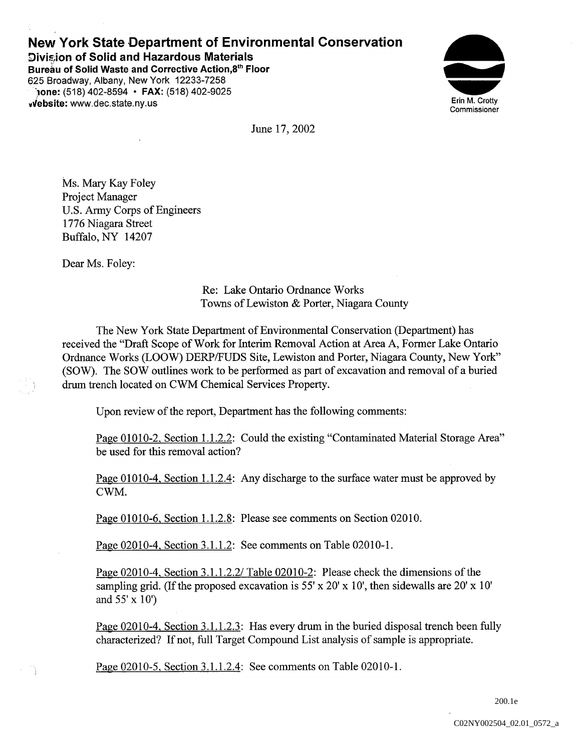**New York State Department of Environmental Conservation**
**Division of Solid and Hazardous Materials**
**Bureau of Solid Waste and Corrective Action, 8th Floor**
625 Broadway, Albany, New York 12233-7258
**Phone:** (518) 402-8594 • **FAX:** (518) 402-9025
**Website:** www.dec.state.ny.us

Erin M. Crotty
Commissioner

June 17, 2002

Ms. Mary Kay Foley
Project Manager
U.S. Army Corps of Engineers
1776 Niagara Street
Buffalo, NY 14207

Dear Ms. Foley:

Re: Lake Ontario Ordnance Works
Towns of Lewiston & Porter, Niagara County

The New York State Department of Environmental Conservation (Department) has received the "Draft Scope of Work for Interim Removal Action at Area A, Former Lake Ontario Ordnance Works (LOOW) DERP/FUDS Site, Lewiston and Porter, Niagara County, New York" (SOW). The SOW outlines work to be performed as part of excavation and removal of a buried drum trench located on CWM Chemical Services Property.

Upon review of the report, Department has the following comments:

Page 01010-2, Section 1.1.2.2: Could the existing "Contaminated Material Storage Area" be used for this removal action?

Page 01010-4, Section 1.1.2.4: Any discharge to the surface water must be approved by CWM.

Page 01010-6, Section 1.1.2.8: Please see comments on Section 02010.

Page 02010-4, Section 3.1.1.2: See comments on Table 02010-1.

Page 02010-4, Section 3.1.1.2.2/ Table 02010-2: Please check the dimensions of the sampling grid. (If the proposed excavation is 55' x 20' x 10', then sidewalls are 20' x 10' and 55' x 10')

Page 02010-4, Section 3.1.1.2.3: Has every drum in the buried disposal trench been fully characterized? If not, full Target Compound List analysis of sample is appropriate.

Page 02010-5, Section 3.1.1.2.4: See comments on Table 02010-1.

200.1e

C02NY002504_02.01_0572_a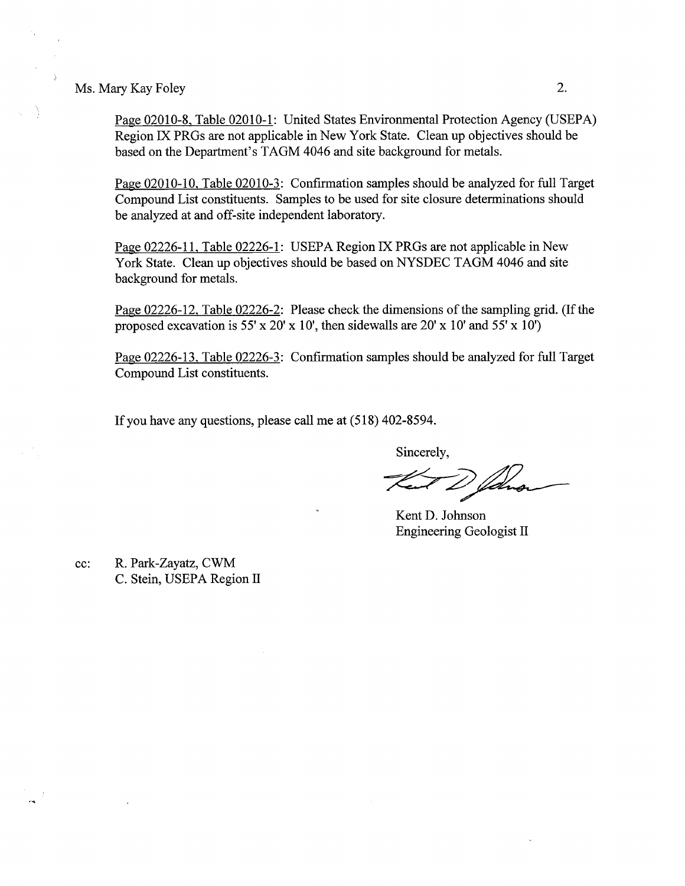Page 02010-8, Table 02010-1: United States Environmental Protection Agency (USEPA) Region IX PRGs are not applicable in New York State. Clean up objectives should be based on the Department's TAGM 4046 and site background for metals.

Page 02010-10, Table 02010-3: Confirmation samples should be analyzed for full Target Compound List constituents. Samples to be used for site closure determinations should be analyzed at and off-site independent laboratory.

Page 02226-11, Table 02226-1: USEPA Region IX PRGs are not applicable in New York State. Clean up objectives should be based on NYSDEC TAGM 4046 and site background for metals.

Page 02226-12, Table 02226-2: Please check the dimensions of the sampling grid. (If the proposed excavation is 55' x 20' x 10', then sidewalls are 20' x 10' and 55' x 10')

Page 02226-13, Table 02226-3: Confirmation samples should be analyzed for full Target Compound List constituents.

If you have any questions, please call me at (518) 402-8594.

Sincerely,

Kent D. Johnson
Engineering Geologist II

cc: R. Park-Zayatz, CWM
C. Stein, USEPA Region II